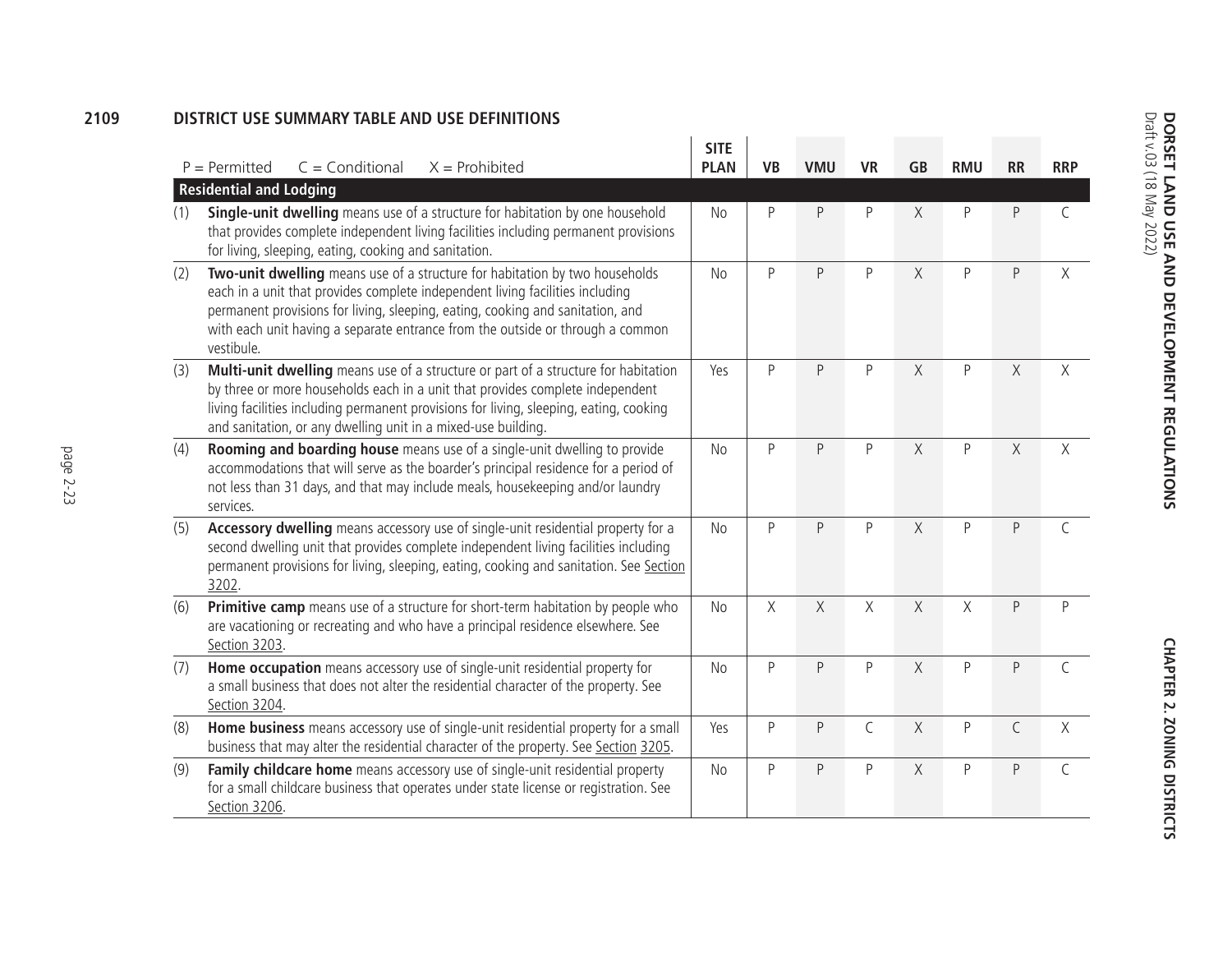## 2109 DISTRICT USE SUMMARY TABLE AND USE DEFINITIONS

| P = Permitted C = Conditional X = Prohibited | SITE PLAN | VB | VMU | VR | GB | RMU | RR | RRP |
|---|---|---|---|---|---|---|---|---|
| **Residential and Lodging** | | | | | | | | |
| (1) **Single-unit dwelling** means use of a structure for habitation by one household that provides complete independent living facilities including permanent provisions for living, sleeping, eating, cooking and sanitation. | No | P | P | P | X | P | P | C |
| (2) **Two-unit dwelling** means use of a structure for habitation by two households each in a unit that provides complete independent living facilities including permanent provisions for living, sleeping, eating, cooking and sanitation, and with each unit having a separate entrance from the outside or through a common vestibule. | No | P | P | P | X | P | P | X |
| (3) **Multi-unit dwelling** means use of a structure or part of a structure for habitation by three or more households each in a unit that provides complete independent living facilities including permanent provisions for living, sleeping, eating, cooking and sanitation, or any dwelling unit in a mixed-use building. | Yes | P | P | P | X | P | X | X |
| (4) **Rooming and boarding house** means use of a single-unit dwelling to provide accommodations that will serve as the boarder's principal residence for a period of not less than 31 days, and that may include meals, housekeeping and/or laundry services. | No | P | P | P | X | P | X | X |
| (5) **Accessory dwelling** means accessory use of single-unit residential property for a second dwelling unit that provides complete independent living facilities including permanent provisions for living, sleeping, eating, cooking and sanitation. See Section 3202. | No | P | P | P | X | P | P | C |
| (6) **Primitive camp** means use of a structure for short-term habitation by people who are vacationing or recreating and who have a principal residence elsewhere. See Section 3203. | No | X | X | X | X | X | P | P |
| (7) **Home occupation** means accessory use of single-unit residential property for a small business that does not alter the residential character of the property. See Section 3204. | No | P | P | P | X | P | P | C |
| (8) **Home business** means accessory use of single-unit residential property for a small business that may alter the residential character of the property. See Section 3205. | Yes | P | P | C | X | P | C | X |
| (9) **Family childcare home** means accessory use of single-unit residential property for a small childcare business that operates under state license or registration. See Section 3206. | No | P | P | P | X | P | P | C |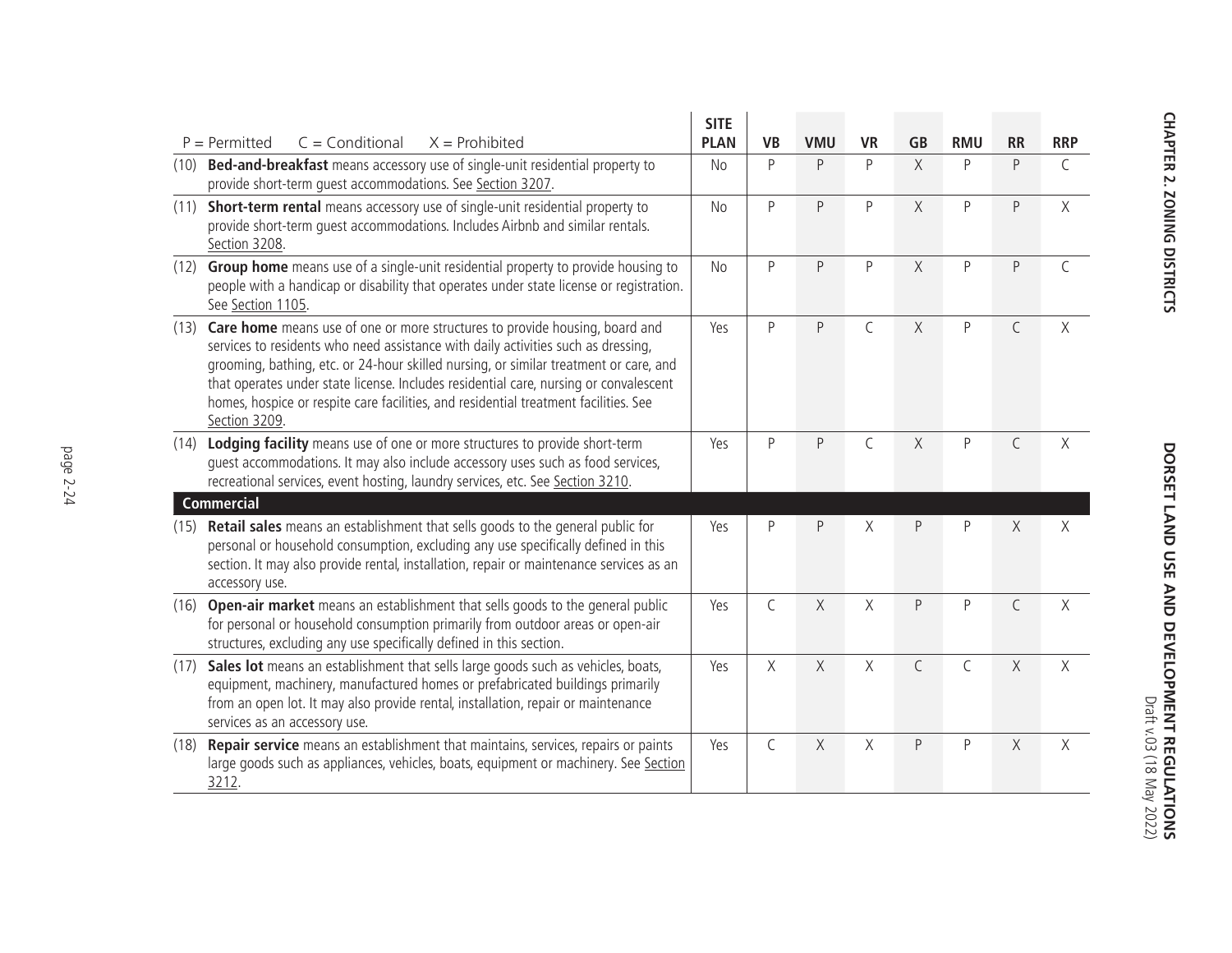| P = Permitted C = Conditional X = Prohibited | SITE PLAN | VB | VMU | VR | GB | RMU | RR | RRP |
|---|---|---|---|---|---|---|---|---|
| (10) **Bed-and-breakfast** means accessory use of single-unit residential property to provide short-term guest accommodations. See Section 3207. | No | P | P | P | X | P | P | C |
| (11) **Short-term rental** means accessory use of single-unit residential property to provide short-term guest accommodations. Includes Airbnb and similar rentals. Section 3208. | No | P | P | P | X | P | P | X |
| (12) **Group home** means use of a single-unit residential property to provide housing to people with a handicap or disability that operates under state license or registration. See Section 1105. | No | P | P | P | X | P | P | C |
| (13) **Care home** means use of one or more structures to provide housing, board and services to residents who need assistance with daily activities such as dressing, grooming, bathing, etc. or 24-hour skilled nursing, or similar treatment or care, and that operates under state license. Includes residential care, nursing or convalescent homes, hospice or respite care facilities, and residential treatment facilities. See Section 3209. | Yes | P | P | C | X | P | C | X |
| (14) **Lodging facility** means use of one or more structures to provide short-term guest accommodations. It may also include accessory uses such as food services, recreational services, event hosting, laundry services, etc. See Section 3210. | Yes | P | P | C | X | P | C | X |
| **Commercial** | | | | | | | | |
| (15) **Retail sales** means an establishment that sells goods to the general public for personal or household consumption, excluding any use specifically defined in this section. It may also provide rental, installation, repair or maintenance services as an accessory use. | Yes | P | P | X | P | P | X | X |
| (16) **Open-air market** means an establishment that sells goods to the general public for personal or household consumption primarily from outdoor areas or open-air structures, excluding any use specifically defined in this section. | Yes | C | X | X | P | P | C | X |
| (17) **Sales lot** means an establishment that sells large goods such as vehicles, boats, equipment, machinery, manufactured homes or prefabricated buildings primarily from an open lot. It may also provide rental, installation, repair or maintenance services as an accessory use. | Yes | X | X | X | C | C | X | X |
| (18) **Repair service** means an establishment that maintains, services, repairs or paints large goods such as appliances, vehicles, boats, equipment or machinery. See Section 3212. | Yes | C | X | X | P | P | X | X |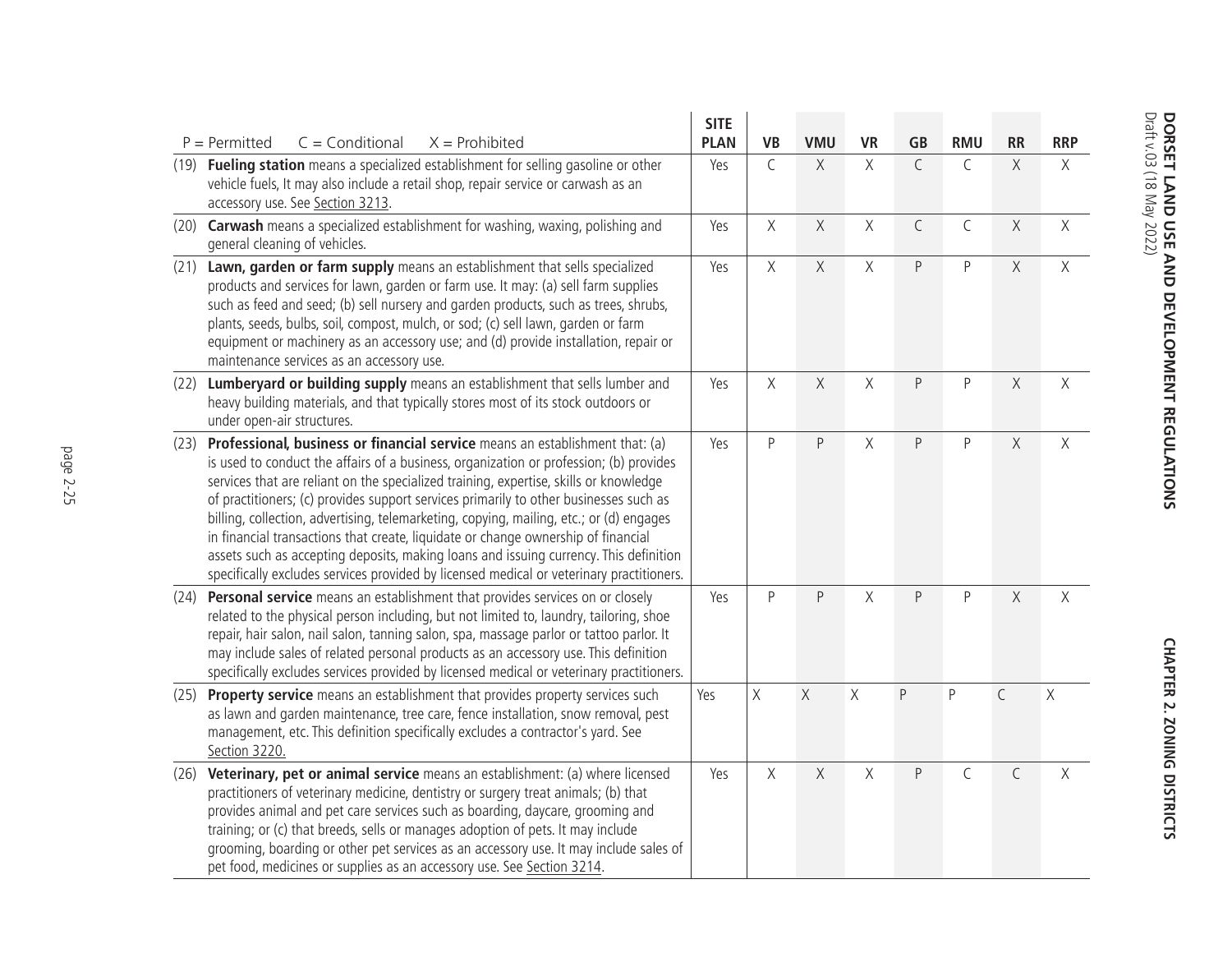| P = Permitted C = Conditional X = Prohibited | SITE PLAN | VB | VMU | VR | GB | RMU | RR | RRP |
|---|---|---|---|---|---|---|---|---|
| (19) **Fueling station** means a specialized establishment for selling gasoline or other vehicle fuels, It may also include a retail shop, repair service or carwash as an accessory use. See Section 3213. | Yes | C | X | X | C | C | X | X |
| (20) **Carwash** means a specialized establishment for washing, waxing, polishing and general cleaning of vehicles. | Yes | X | X | X | C | C | X | X |
| (21) **Lawn, garden or farm supply** means an establishment that sells specialized products and services for lawn, garden or farm use. It may: (a) sell farm supplies such as feed and seed; (b) sell nursery and garden products, such as trees, shrubs, plants, seeds, bulbs, soil, compost, mulch, or sod; (c) sell lawn, garden or farm equipment or machinery as an accessory use; and (d) provide installation, repair or maintenance services as an accessory use. | Yes | X | X | X | P | P | X | X |
| (22) **Lumberyard or building supply** means an establishment that sells lumber and heavy building materials, and that typically stores most of its stock outdoors or under open-air structures. | Yes | X | X | X | P | P | X | X |
| (23) **Professional, business or financial service** means an establishment that: (a) is used to conduct the affairs of a business, organization or profession; (b) provides services that are reliant on the specialized training, expertise, skills or knowledge of practitioners; (c) provides support services primarily to other businesses such as billing, collection, advertising, telemarketing, copying, mailing, etc.; or (d) engages in financial transactions that create, liquidate or change ownership of financial assets such as accepting deposits, making loans and issuing currency. This definition specifically excludes services provided by licensed medical or veterinary practitioners. | Yes | P | P | X | P | P | X | X |
| (24) **Personal service** means an establishment that provides services on or closely related to the physical person including, but not limited to, laundry, tailoring, shoe repair, hair salon, nail salon, tanning salon, spa, massage parlor or tattoo parlor. It may include sales of related personal products as an accessory use. This definition specifically excludes services provided by licensed medical or veterinary practitioners. | Yes | P | P | X | P | P | X | X |
| (25) **Property service** means an establishment that provides property services such as lawn and garden maintenance, tree care, fence installation, snow removal, pest management, etc. This definition specifically excludes a contractor's yard. See Section 3220. | Yes | X | X | X | P | P | C | X |
| (26) **Veterinary, pet or animal service** means an establishment: (a) where licensed practitioners of veterinary medicine, dentistry or surgery treat animals; (b) that provides animal and pet care services such as boarding, daycare, grooming and training; or (c) that breeds, sells or manages adoption of pets. It may include grooming, boarding or other pet services as an accessory use. It may include sales of pet food, medicines or supplies as an accessory use. See Section 3214. | Yes | X | X | X | P | C | C | X |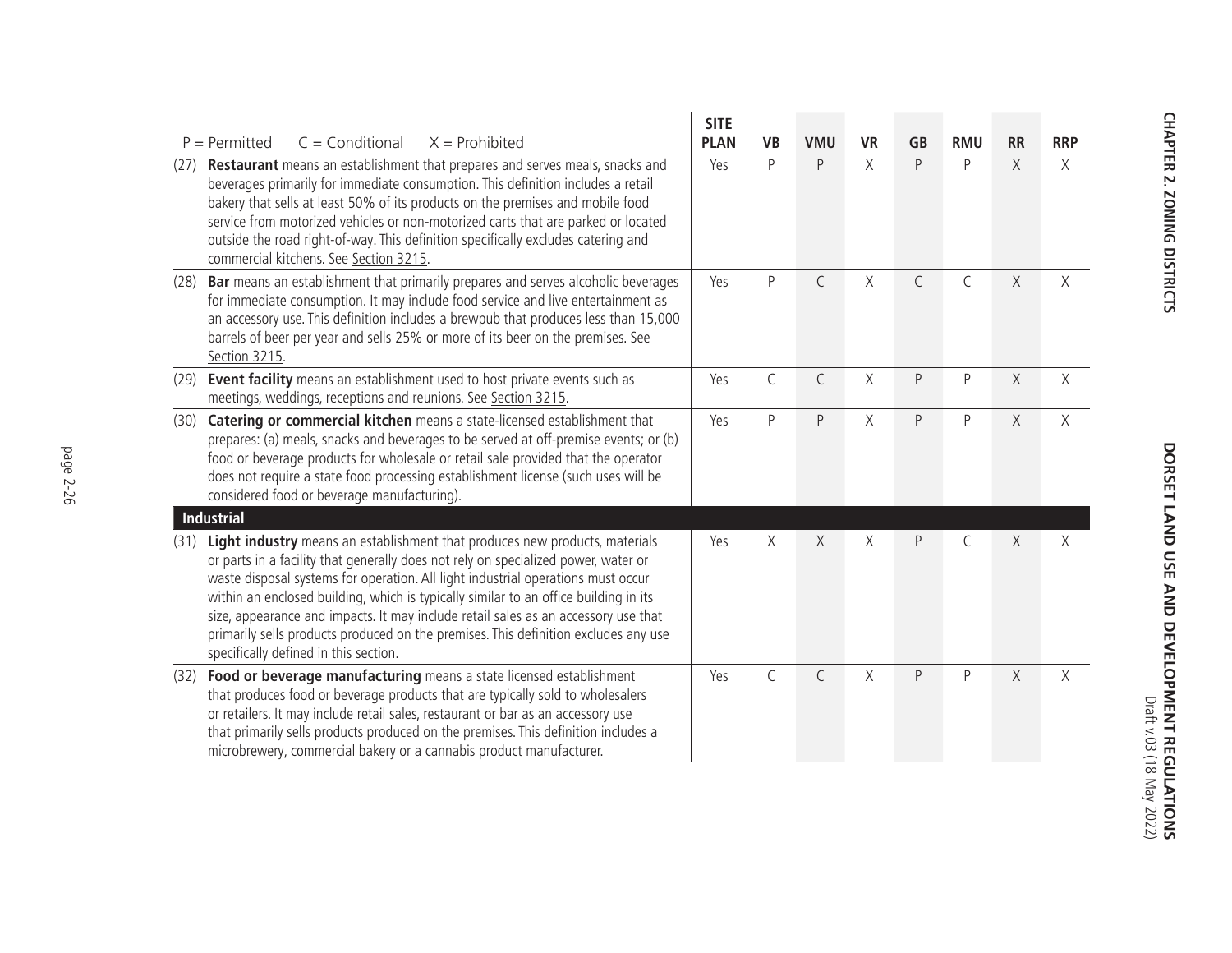| P = Permitted C = Conditional X = Prohibited | SITE PLAN | VB | VMU | VR | GB | RMU | RR | RRP |
|---|---|---|---|---|---|---|---|---|
| (27) **Restaurant** means an establishment that prepares and serves meals, snacks and beverages primarily for immediate consumption. This definition includes a retail bakery that sells at least 50% of its products on the premises and mobile food service from motorized vehicles or non-motorized carts that are parked or located outside the road right-of-way. This definition specifically excludes catering and commercial kitchens. See Section 3215. | Yes | P | P | X | P | P | X | X |
| (28) **Bar** means an establishment that primarily prepares and serves alcoholic beverages for immediate consumption. It may include food service and live entertainment as an accessory use. This definition includes a brewpub that produces less than 15,000 barrels of beer per year and sells 25% or more of its beer on the premises. See Section 3215. | Yes | P | C | X | C | C | X | X |
| (29) **Event facility** means an establishment used to host private events such as meetings, weddings, receptions and reunions. See Section 3215. | Yes | C | C | X | P | P | X | X |
| (30) **Catering or commercial kitchen** means a state-licensed establishment that prepares: (a) meals, snacks and beverages to be served at off-premise events; or (b) food or beverage products for wholesale or retail sale provided that the operator does not require a state food processing establishment license (such uses will be considered food or beverage manufacturing). | Yes | P | P | X | P | P | X | X |
| **Industrial** | | | | | | | | |
| (31) **Light industry** means an establishment that produces new products, materials or parts in a facility that generally does not rely on specialized power, water or waste disposal systems for operation. All light industrial operations must occur within an enclosed building, which is typically similar to an office building in its size, appearance and impacts. It may include retail sales as an accessory use that primarily sells products produced on the premises. This definition excludes any use specifically defined in this section. | Yes | X | X | X | P | C | X | X |
| (32) **Food or beverage manufacturing** means a state licensed establishment that produces food or beverage products that are typically sold to wholesalers or retailers. It may include retail sales, restaurant or bar as an accessory use that primarily sells products produced on the premises. This definition includes a microbrewery, commercial bakery or a cannabis product manufacturer. | Yes | C | C | X | P | P | X | X |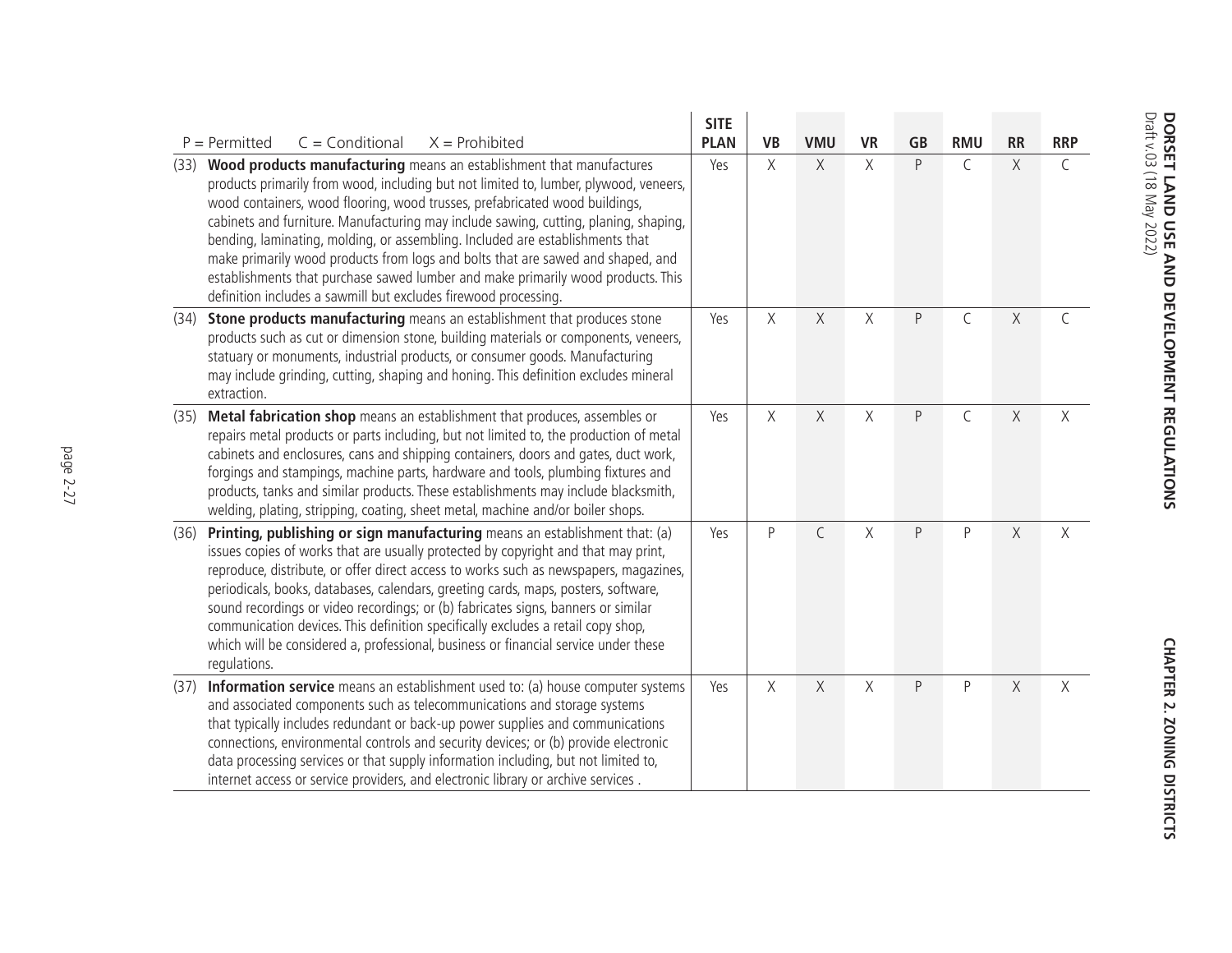| P = Permitted C = Conditional X = Prohibited | SITE PLAN | VB | VMU | VR | GB | RMU | RR | RRP |
|---|---|---|---|---|---|---|---|---|
| (33) **Wood products manufacturing** means an establishment that manufactures products primarily from wood, including but not limited to, lumber, plywood, veneers, wood containers, wood flooring, wood trusses, prefabricated wood buildings, cabinets and furniture. Manufacturing may include sawing, cutting, planing, shaping, bending, laminating, molding, or assembling. Included are establishments that make primarily wood products from logs and bolts that are sawed and shaped, and establishments that purchase sawed lumber and make primarily wood products. This definition includes a sawmill but excludes firewood processing. | Yes | X | X | X | P | C | X | C |
| (34) **Stone products manufacturing** means an establishment that produces stone products such as cut or dimension stone, building materials or components, veneers, statuary or monuments, industrial products, or consumer goods. Manufacturing may include grinding, cutting, shaping and honing. This definition excludes mineral extraction. | Yes | X | X | X | P | C | X | C |
| (35) **Metal fabrication shop** means an establishment that produces, assembles or repairs metal products or parts including, but not limited to, the production of metal cabinets and enclosures, cans and shipping containers, doors and gates, duct work, forgings and stampings, machine parts, hardware and tools, plumbing fixtures and products, tanks and similar products. These establishments may include blacksmith, welding, plating, stripping, coating, sheet metal, machine and/or boiler shops. | Yes | X | X | X | P | C | X | X |
| (36) **Printing, publishing or sign manufacturing** means an establishment that: (a) issues copies of works that are usually protected by copyright and that may print, reproduce, distribute, or offer direct access to works such as newspapers, magazines, periodicals, books, databases, calendars, greeting cards, maps, posters, software, sound recordings or video recordings; or (b) fabricates signs, banners or similar communication devices. This definition specifically excludes a retail copy shop, which will be considered a, professional, business or financial service under these regulations. | Yes | P | C | X | P | P | X | X |
| (37) **Information service** means an establishment used to: (a) house computer systems and associated components such as telecommunications and storage systems that typically includes redundant or back-up power supplies and communications connections, environmental controls and security devices; or (b) provide electronic data processing services or that supply information including, but not limited to, internet access or service providers, and electronic library or archive services . | Yes | X | X | X | P | P | X | X |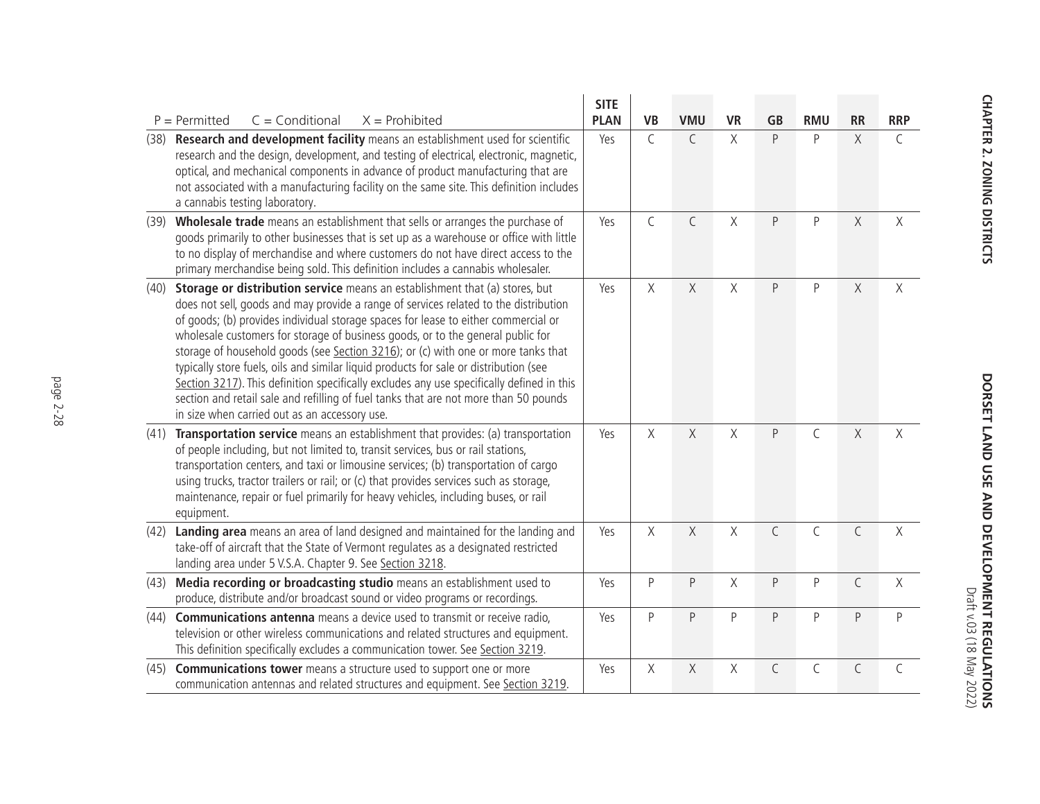| P = Permitted  C = Conditional  X = Prohibited | SITE PLAN | VB | VMU | VR | GB | RMU | RR | RRP |
|---|---|---|---|---|---|---|---|---|
| (38) **Research and development facility** means an establishment used for scientific research and the design, development, and testing of electrical, electronic, magnetic, optical, and mechanical components in advance of product manufacturing that are not associated with a manufacturing facility on the same site. This definition includes a cannabis testing laboratory. | Yes | C | C | X | P | P | X | C |
| (39) **Wholesale trade** means an establishment that sells or arranges the purchase of goods primarily to other businesses that is set up as a warehouse or office with little to no display of merchandise and where customers do not have direct access to the primary merchandise being sold. This definition includes a cannabis wholesaler. | Yes | C | C | X | P | P | X | X |
| (40) **Storage or distribution service** means an establishment that (a) stores, but does not sell, goods and may provide a range of services related to the distribution of goods; (b) provides individual storage spaces for lease to either commercial or wholesale customers for storage of business goods, or to the general public for storage of household goods (see Section 3216); or (c) with one or more tanks that typically store fuels, oils and similar liquid products for sale or distribution (see Section 3217). This definition specifically excludes any use specifically defined in this section and retail sale and refilling of fuel tanks that are not more than 50 pounds in size when carried out as an accessory use. | Yes | X | X | X | P | P | X | X |
| (41) **Transportation service** means an establishment that provides: (a) transportation of people including, but not limited to, transit services, bus or rail stations, transportation centers, and taxi or limousine services; (b) transportation of cargo using trucks, tractor trailers or rail; or (c) that provides services such as storage, maintenance, repair or fuel primarily for heavy vehicles, including buses, or rail equipment. | Yes | X | X | X | P | C | X | X |
| (42) **Landing area** means an area of land designed and maintained for the landing and take-off of aircraft that the State of Vermont regulates as a designated restricted landing area under 5 V.S.A. Chapter 9. See Section 3218. | Yes | X | X | X | C | C | C | X |
| (43) **Media recording or broadcasting studio** means an establishment used to produce, distribute and/or broadcast sound or video programs or recordings. | Yes | P | P | X | P | P | C | X |
| (44) **Communications antenna** means a device used to transmit or receive radio, television or other wireless communications and related structures and equipment. This definition specifically excludes a communication tower. See Section 3219. | Yes | P | P | P | P | P | P | P |
| (45) **Communications tower** means a structure used to support one or more communication antennas and related structures and equipment. See Section 3219. | Yes | X | X | X | C | C | C | C |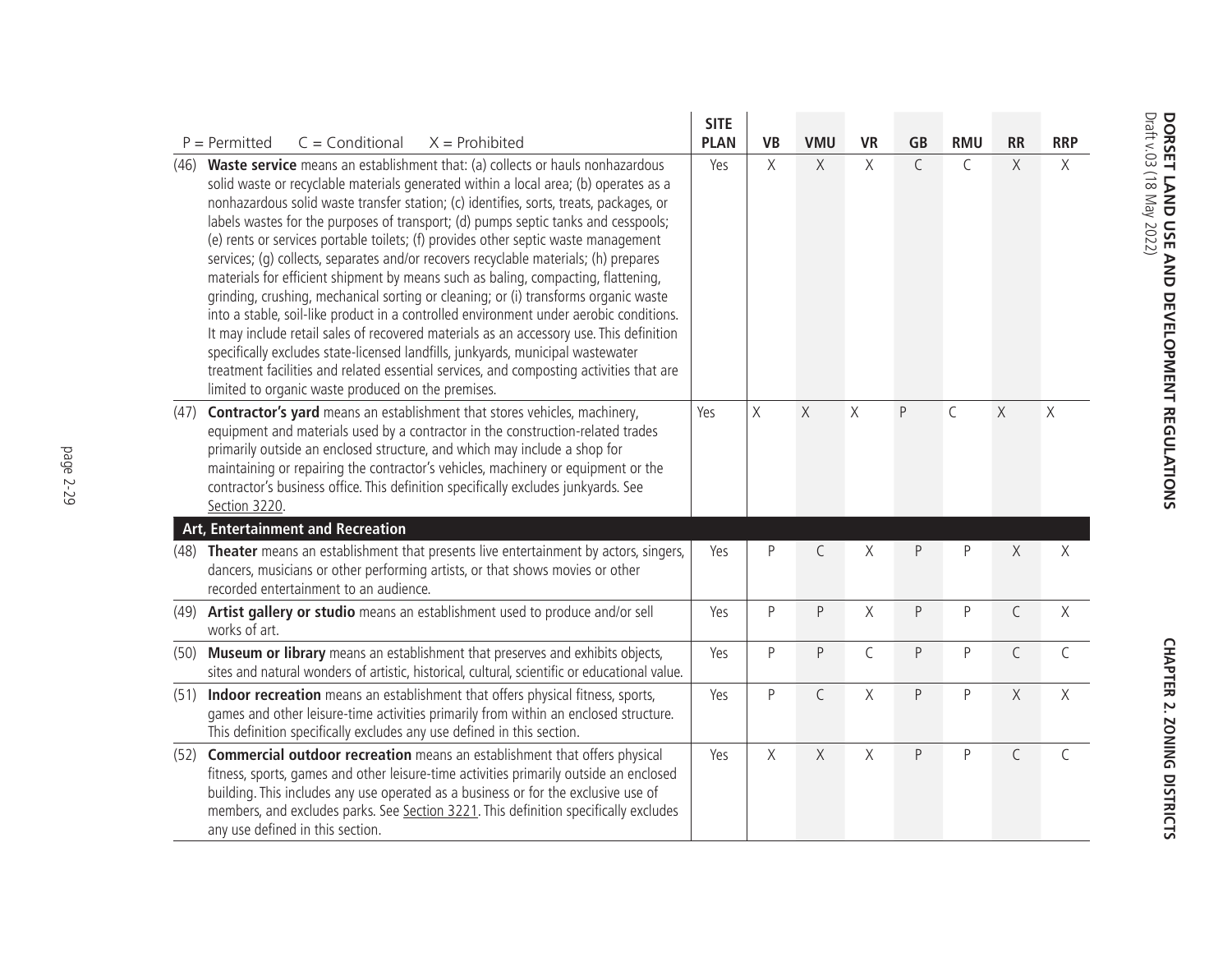| P = Permitted   C = Conditional   X = Prohibited | SITE PLAN | VB | VMU | VR | GB | RMU | RR | RRP |
|---|---|---|---|---|---|---|---|---|
| (46) **Waste service** means an establishment that: (a) collects or hauls nonhazardous solid waste or recyclable materials generated within a local area; (b) operates as a nonhazardous solid waste transfer station; (c) identifies, sorts, treats, packages, or labels wastes for the purposes of transport; (d) pumps septic tanks and cesspools; (e) rents or services portable toilets; (f) provides other septic waste management services; (g) collects, separates and/or recovers recyclable materials; (h) prepares materials for efficient shipment by means such as baling, compacting, flattening, grinding, crushing, mechanical sorting or cleaning; or (i) transforms organic waste into a stable, soil-like product in a controlled environment under aerobic conditions. It may include retail sales of recovered materials as an accessory use. This definition specifically excludes state-licensed landfills, junkyards, municipal wastewater treatment facilities and related essential services, and composting activities that are limited to organic waste produced on the premises. | Yes | X | X | X | C | C | X | X |
| (47) **Contractor's yard** means an establishment that stores vehicles, machinery, equipment and materials used by a contractor in the construction-related trades primarily outside an enclosed structure, and which may include a shop for maintaining or repairing the contractor's vehicles, machinery or equipment or the contractor's business office. This definition specifically excludes junkyards. See Section 3220. | Yes | X | X | X | P | C | X | X |
| **Art, Entertainment and Recreation** | | | | | | | | |
| (48) **Theater** means an establishment that presents live entertainment by actors, singers, dancers, musicians or other performing artists, or that shows movies or other recorded entertainment to an audience. | Yes | P | C | X | P | P | X | X |
| (49) **Artist gallery or studio** means an establishment used to produce and/or sell works of art. | Yes | P | P | X | P | P | C | X |
| (50) **Museum or library** means an establishment that preserves and exhibits objects, sites and natural wonders of artistic, historical, cultural, scientific or educational value. | Yes | P | P | C | P | P | C | C |
| (51) **Indoor recreation** means an establishment that offers physical fitness, sports, games and other leisure-time activities primarily from within an enclosed structure. This definition specifically excludes any use defined in this section. | Yes | P | C | X | P | P | X | X |
| (52) **Commercial outdoor recreation** means an establishment that offers physical fitness, sports, games and other leisure-time activities primarily outside an enclosed building. This includes any use operated as a business or for the exclusive use of members, and excludes parks. See Section 3221. This definition specifically excludes any use defined in this section. | Yes | X | X | X | P | P | C | C |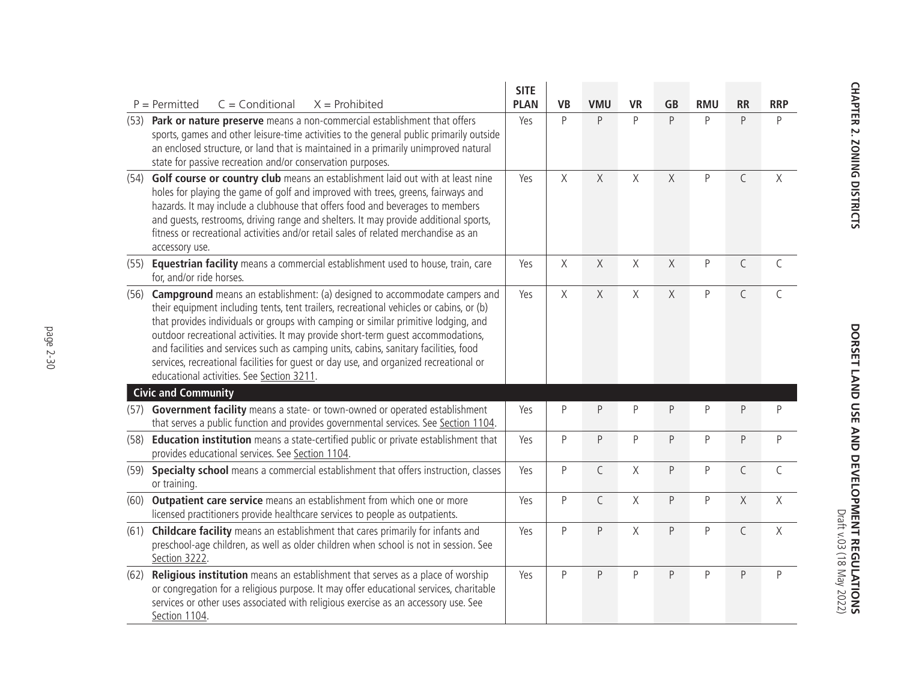| P = Permitted C = Conditional X = Prohibited | SITE PLAN | VB | VMU | VR | GB | RMU | RR | RRP |
|---|---|---|---|---|---|---|---|---|
| (53) **Park or nature preserve** means a non-commercial establishment that offers sports, games and other leisure-time activities to the general public primarily outside an enclosed structure, or land that is maintained in a primarily unimproved natural state for passive recreation and/or conservation purposes. | Yes | P | P | P | P | P | P | P |
| (54) **Golf course or country club** means an establishment laid out with at least nine holes for playing the game of golf and improved with trees, greens, fairways and hazards. It may include a clubhouse that offers food and beverages to members and guests, restrooms, driving range and shelters. It may provide additional sports, fitness or recreational activities and/or retail sales of related merchandise as an accessory use. | Yes | X | X | X | X | P | C | X |
| (55) **Equestrian facility** means a commercial establishment used to house, train, care for, and/or ride horses. | Yes | X | X | X | X | P | C | C |
| (56) **Campground** means an establishment: (a) designed to accommodate campers and their equipment including tents, tent trailers, recreational vehicles or cabins, or (b) that provides individuals or groups with camping or similar primitive lodging, and outdoor recreational activities. It may provide short-term guest accommodations, and facilities and services such as camping units, cabins, sanitary facilities, food services, recreational facilities for guest or day use, and organized recreational or educational activities. See Section 3211. | Yes | X | X | X | X | P | C | C |
| **Civic and Community** | | | | | | | | |
| (57) **Government facility** means a state- or town-owned or operated establishment that serves a public function and provides governmental services. See Section 1104. | Yes | P | P | P | P | P | P | P |
| (58) **Education institution** means a state-certified public or private establishment that provides educational services. See Section 1104. | Yes | P | P | P | P | P | P | P |
| (59) **Specialty school** means a commercial establishment that offers instruction, classes or training. | Yes | P | C | X | P | P | C | C |
| (60) **Outpatient care service** means an establishment from which one or more licensed practitioners provide healthcare services to people as outpatients. | Yes | P | C | X | P | P | X | X |
| (61) **Childcare facility** means an establishment that cares primarily for infants and preschool-age children, as well as older children when school is not in session. See Section 3222. | Yes | P | P | X | P | P | C | X |
| (62) **Religious institution** means an establishment that serves as a place of worship or congregation for a religious purpose. It may offer educational services, charitable services or other uses associated with religious exercise as an accessory use. See Section 1104. | Yes | P | P | P | P | P | P | P |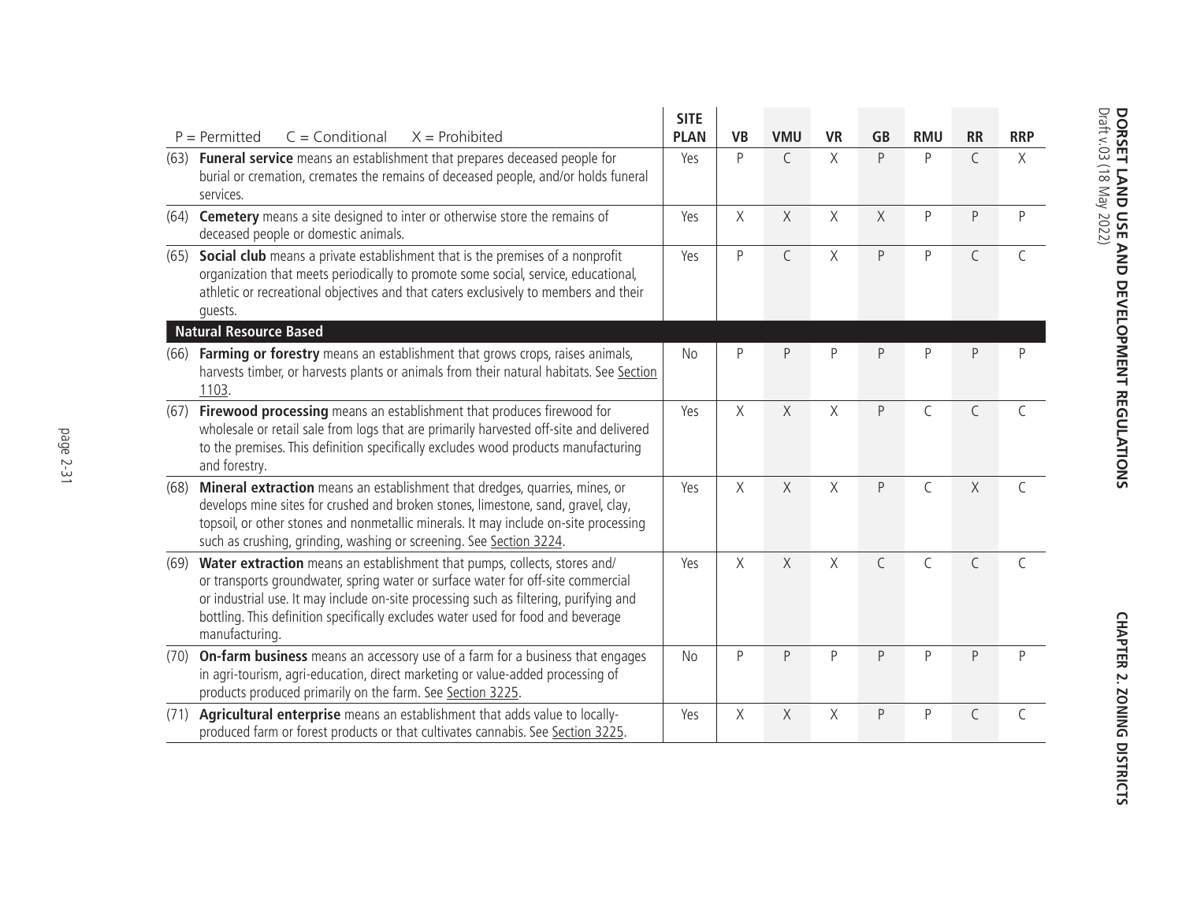| P = Permitted C = Conditional X = Prohibited | SITE PLAN | VB | VMU | VR | GB | RMU | RR | RRP |
|---|---|---|---|---|---|---|---|---|
| (63) **Funeral service** means an establishment that prepares deceased people for burial or cremation, cremates the remains of deceased people, and/or holds funeral services. | Yes | P | C | X | P | P | C | X |
| (64) **Cemetery** means a site designed to inter or otherwise store the remains of deceased people or domestic animals. | Yes | X | X | X | X | P | P | P |
| (65) **Social club** means a private establishment that is the premises of a nonprofit organization that meets periodically to promote some social, service, educational, athletic or recreational objectives and that caters exclusively to members and their guests. | Yes | P | C | X | P | P | C | C |
| **Natural Resource Based** | | | | | | | | |
| (66) **Farming or forestry** means an establishment that grows crops, raises animals, harvests timber, or harvests plants or animals from their natural habitats. See Section 1103. | No | P | P | P | P | P | P | P |
| (67) **Firewood processing** means an establishment that produces firewood for wholesale or retail sale from logs that are primarily harvested off-site and delivered to the premises. This definition specifically excludes wood products manufacturing and forestry. | Yes | X | X | X | P | C | C | C |
| (68) **Mineral extraction** means an establishment that dredges, quarries, mines, or develops mine sites for crushed and broken stones, limestone, sand, gravel, clay, topsoil, or other stones and nonmetallic minerals. It may include on-site processing such as crushing, grinding, washing or screening. See Section 3224. | Yes | X | X | X | P | C | X | C |
| (69) **Water extraction** means an establishment that pumps, collects, stores and/or transports groundwater, spring water or surface water for off-site commercial or industrial use. It may include on-site processing such as filtering, purifying and bottling. This definition specifically excludes water used for food and beverage manufacturing. | Yes | X | X | X | C | C | C | C |
| (70) **On-farm business** means an accessory use of a farm for a business that engages in agri-tourism, agri-education, direct marketing or value-added processing of products produced primarily on the farm. See Section 3225. | No | P | P | P | P | P | P | P |
| (71) **Agricultural enterprise** means an establishment that adds value to locally-produced farm or forest products or that cultivates cannabis. See Section 3225. | Yes | X | X | X | P | P | C | C |